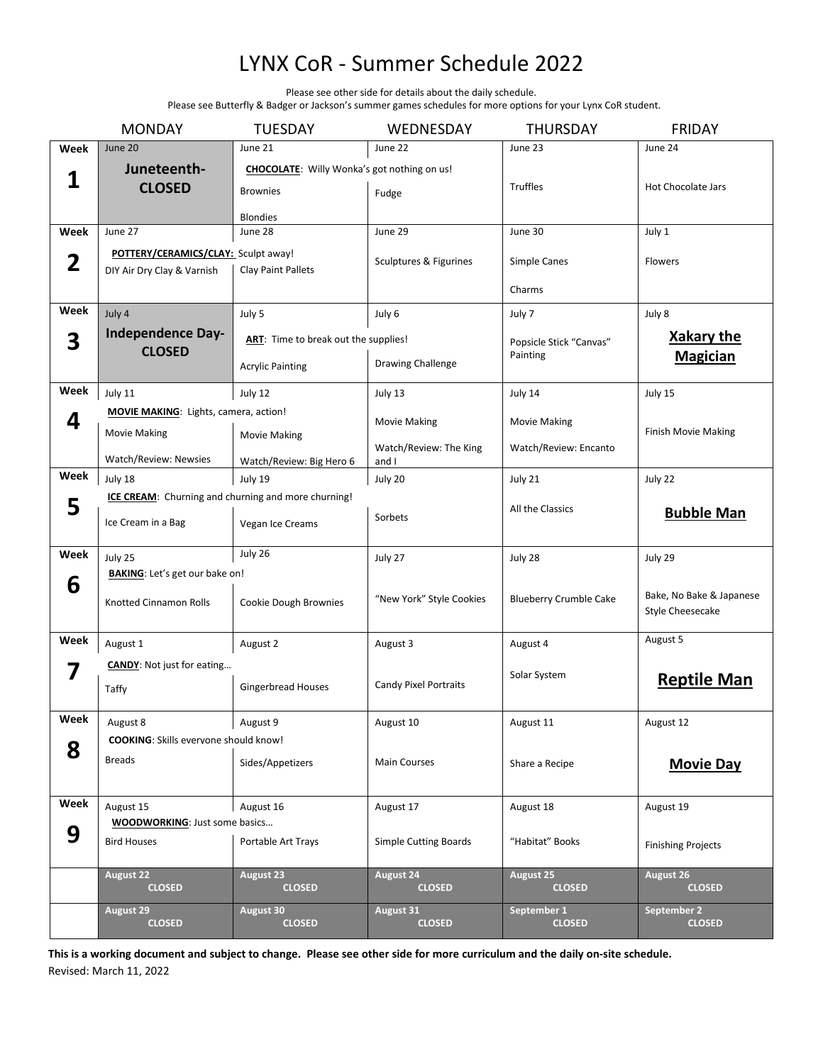# LYNX CoR - Summer Schedule 2022

Please see other side for details about the daily schedule.
Please see Butterfly & Badger or Jackson's summer games schedules for more options for your Lynx CoR student.

| | MONDAY | TUESDAY | WEDNESDAY | THURSDAY | FRIDAY |
|---|---|---|---|---|---|
| **Week 1** | June 20<br>**Juneteenth- CLOSED** | June 21<br>**CHOCOLATE**: Willy Wonka's got nothing on us!<br>Brownies<br>Blondies | June 22<br>Fudge | June 23<br>Truffles | June 24<br>Hot Chocolate Jars |
| **Week 2** | June 27<br>**POTTERY/CERAMICS/CLAY:** Sculpt away!<br>DIY Air Dry Clay & Varnish | June 28<br>Clay Paint Pallets | June 29<br>Sculptures & Figurines | June 30<br>Simple Canes<br>Charms | July 1<br>Flowers |
| **Week 3** | July 4<br>**Independence Day- CLOSED** | July 5<br>**ART**: Time to break out the supplies!<br>Acrylic Painting | July 6<br>Drawing Challenge | July 7<br>Popsicle Stick "Canvas" Painting | July 8<br>**Xakary the Magician** |
| **Week 4** | July 11<br>**MOVIE MAKING**: Lights, camera, action!<br>Movie Making<br>Watch/Review: Newsies | July 12<br>Movie Making<br>Watch/Review: Big Hero 6 | July 13<br>Movie Making<br>Watch/Review: The King and I | July 14<br>Movie Making<br>Watch/Review: Encanto | July 15<br>Finish Movie Making |
| **Week 5** | July 18<br>**ICE CREAM**: Churning and churning and more churning!<br>Ice Cream in a Bag | July 19<br>Vegan Ice Creams | July 20<br>Sorbets | July 21<br>All the Classics | July 22<br>**Bubble Man** |
| **Week 6** | July 25<br>**BAKING**: Let's get our bake on!<br>Knotted Cinnamon Rolls | July 26<br>Cookie Dough Brownies | July 27<br>"New York" Style Cookies | July 28<br>Blueberry Crumble Cake | July 29<br>Bake, No Bake & Japanese Style Cheesecake |
| **Week 7** | August 1<br>**CANDY**: Not just for eating…<br>Taffy | August 2<br>Gingerbread Houses | August 3<br>Candy Pixel Portraits | August 4<br>Solar System | August 5<br>**Reptile Man** |
| **Week 8** | August 8<br>**COOKING**: Skills everyone should know!<br>Breads | August 9<br>Sides/Appetizers | August 10<br>Main Courses | August 11<br>Share a Recipe | August 12<br>**Movie Day** |
| **Week 9** | August 15<br>**WOODWORKING**: Just some basics…<br>Bird Houses | August 16<br>Portable Art Trays | August 17<br>Simple Cutting Boards | August 18<br>"Habitat" Books | August 19<br>Finishing Projects |
| | **August 22 CLOSED** | **August 23 CLOSED** | **August 24 CLOSED** | **August 25 CLOSED** | **August 26 CLOSED** |
| | **August 29 CLOSED** | **August 30 CLOSED** | **August 31 CLOSED** | **September 1 CLOSED** | **September 2 CLOSED** |

**This is a working document and subject to change. Please see other side for more curriculum and the daily on-site schedule.**

Revised: March 11, 2022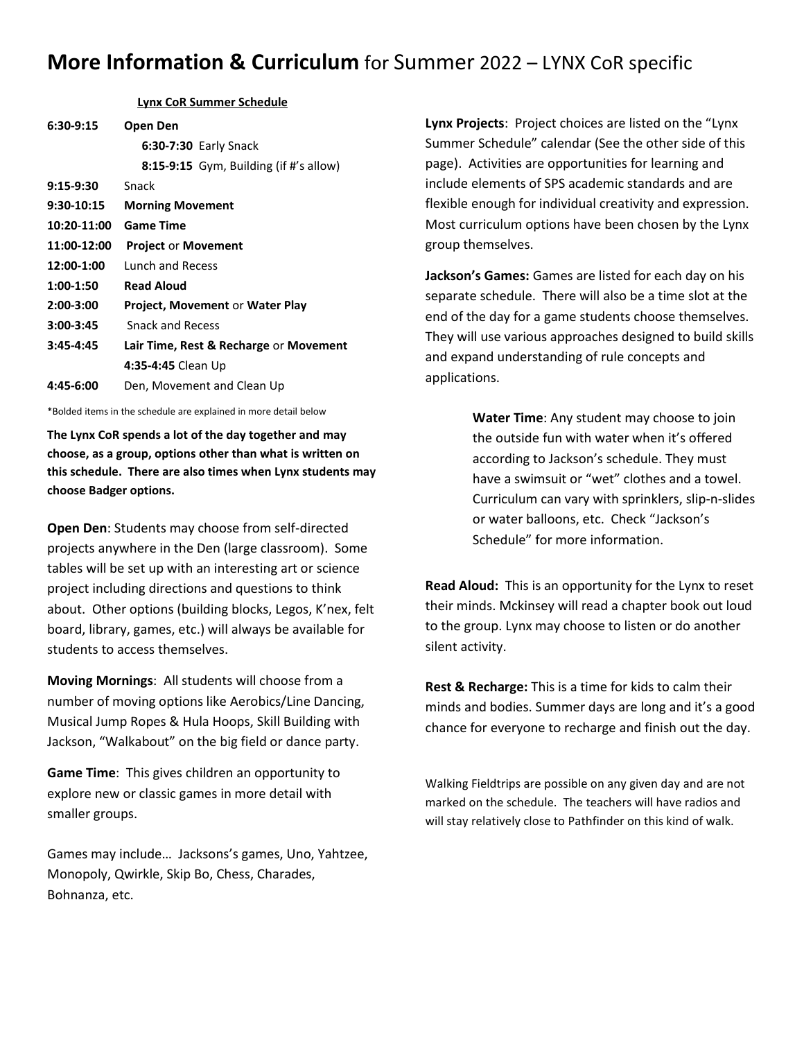# **More Information & Curriculum** for Summer 2022 – LYNX CoR specific

**Lynx CoR Summer Schedule**

| | |
|---|---|
| **6:30-9:15** | **Open Den** |
| | **6:30-7:30** Early Snack |
| | **8:15-9:15** Gym, Building (if #'s allow) |
| **9:15-9:30** | Snack |
| **9:30-10:15** | **Morning Movement** |
| **10:20-11:00** | **Game Time** |
| **11:00-12:00** | **Project** or **Movement** |
| **12:00-1:00** | Lunch and Recess |
| **1:00-1:50** | **Read Aloud** |
| **2:00-3:00** | **Project, Movement** or **Water Play** |
| **3:00-3:45** | Snack and Recess |
| **3:45-4:45** | **Lair Time, Rest & Recharge** or **Movement** |
| | **4:35-4:45** Clean Up |
| **4:45-6:00** | Den, Movement and Clean Up |

*Bolded items in the schedule are explained in more detail below

**The Lynx CoR spends a lot of the day together and may choose, as a group, options other than what is written on this schedule. There are also times when Lynx students may choose Badger options.**

**Open Den**: Students may choose from self-directed projects anywhere in the Den (large classroom). Some tables will be set up with an interesting art or science project including directions and questions to think about. Other options (building blocks, Legos, K'nex, felt board, library, games, etc.) will always be available for students to access themselves.

**Moving Mornings**: All students will choose from a number of moving options like Aerobics/Line Dancing, Musical Jump Ropes & Hula Hoops, Skill Building with Jackson, "Walkabout" on the big field or dance party.

**Game Time**: This gives children an opportunity to explore new or classic games in more detail with smaller groups.

Games may include… Jacksons's games, Uno, Yahtzee, Monopoly, Qwirkle, Skip Bo, Chess, Charades, Bohnanza, etc.

**Lynx Projects**: Project choices are listed on the "Lynx Summer Schedule" calendar (See the other side of this page). Activities are opportunities for learning and include elements of SPS academic standards and are flexible enough for individual creativity and expression. Most curriculum options have been chosen by the Lynx group themselves.

**Jackson's Games:** Games are listed for each day on his separate schedule. There will also be a time slot at the end of the day for a game students choose themselves. They will use various approaches designed to build skills and expand understanding of rule concepts and applications.

**Water Time**: Any student may choose to join the outside fun with water when it's offered according to Jackson's schedule. They must have a swimsuit or "wet" clothes and a towel. Curriculum can vary with sprinklers, slip-n-slides or water balloons, etc. Check "Jackson's Schedule" for more information.

**Read Aloud:** This is an opportunity for the Lynx to reset their minds. Mckinsey will read a chapter book out loud to the group. Lynx may choose to listen or do another silent activity.

**Rest & Recharge:** This is a time for kids to calm their minds and bodies. Summer days are long and it's a good chance for everyone to recharge and finish out the day.

Walking Fieldtrips are possible on any given day and are not marked on the schedule. The teachers will have radios and will stay relatively close to Pathfinder on this kind of walk.